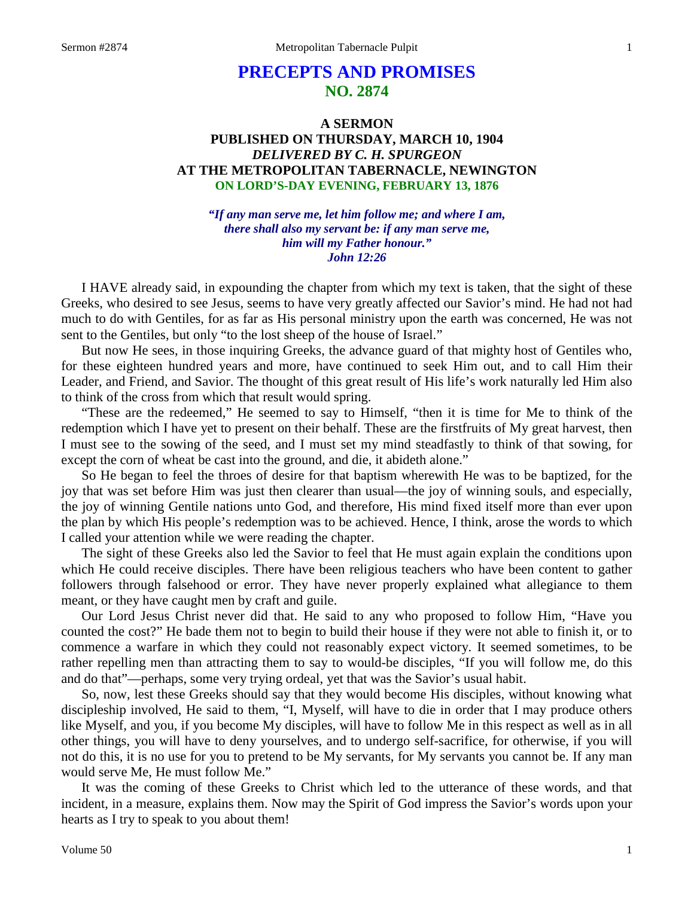# PRECEPTS AND PROMISES
## NO. 2874

### A SERMON
### PUBLISHED ON THURSDAY, MARCH 10, 1904
### *DELIVERED BY C. H. SPURGEON*
### AT THE METROPOLITAN TABERNACLE, NEWINGTON
### ON LORD'S-DAY EVENING, FEBRUARY 13, 1876

*"If any man serve me, let him follow me; and where I am, there shall also my servant be: if any man serve me, him will my Father honour." John 12:26*

I HAVE already said, in expounding the chapter from which my text is taken, that the sight of these Greeks, who desired to see Jesus, seems to have very greatly affected our Savior's mind. He had not had much to do with Gentiles, for as far as His personal ministry upon the earth was concerned, He was not sent to the Gentiles, but only "to the lost sheep of the house of Israel."

But now He sees, in those inquiring Greeks, the advance guard of that mighty host of Gentiles who, for these eighteen hundred years and more, have continued to seek Him out, and to call Him their Leader, and Friend, and Savior. The thought of this great result of His life's work naturally led Him also to think of the cross from which that result would spring.

"These are the redeemed," He seemed to say to Himself, "then it is time for Me to think of the redemption which I have yet to present on their behalf. These are the firstfruits of My great harvest, then I must see to the sowing of the seed, and I must set my mind steadfastly to think of that sowing, for except the corn of wheat be cast into the ground, and die, it abideth alone."

So He began to feel the throes of desire for that baptism wherewith He was to be baptized, for the joy that was set before Him was just then clearer than usual—the joy of winning souls, and especially, the joy of winning Gentile nations unto God, and therefore, His mind fixed itself more than ever upon the plan by which His people's redemption was to be achieved. Hence, I think, arose the words to which I called your attention while we were reading the chapter.

The sight of these Greeks also led the Savior to feel that He must again explain the conditions upon which He could receive disciples. There have been religious teachers who have been content to gather followers through falsehood or error. They have never properly explained what allegiance to them meant, or they have caught men by craft and guile.

Our Lord Jesus Christ never did that. He said to any who proposed to follow Him, "Have you counted the cost?" He bade them not to begin to build their house if they were not able to finish it, or to commence a warfare in which they could not reasonably expect victory. It seemed sometimes, to be rather repelling men than attracting them to say to would-be disciples, "If you will follow me, do this and do that"—perhaps, some very trying ordeal, yet that was the Savior's usual habit.

So, now, lest these Greeks should say that they would become His disciples, without knowing what discipleship involved, He said to them, "I, Myself, will have to die in order that I may produce others like Myself, and you, if you become My disciples, will have to follow Me in this respect as well as in all other things, you will have to deny yourselves, and to undergo self-sacrifice, for otherwise, if you will not do this, it is no use for you to pretend to be My servants, for My servants you cannot be. If any man would serve Me, He must follow Me."

It was the coming of these Greeks to Christ which led to the utterance of these words, and that incident, in a measure, explains them. Now may the Spirit of God impress the Savior's words upon your hearts as I try to speak to you about them!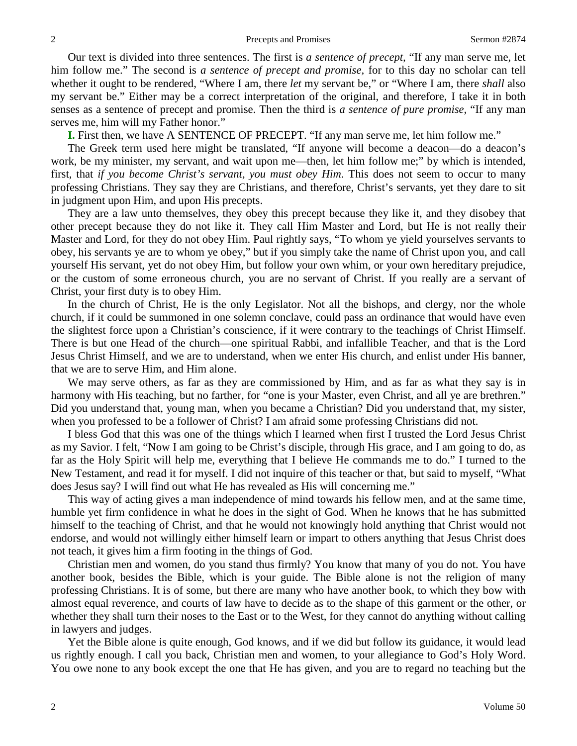Our text is divided into three sentences. The first is *a sentence of precept,* "If any man serve me, let him follow me." The second is *a sentence of precept and promise,* for to this day no scholar can tell whether it ought to be rendered, "Where I am, there *let* my servant be," or "Where I am, there *shall* also my servant be." Either may be a correct interpretation of the original, and therefore, I take it in both senses as a sentence of precept and promise. Then the third is *a sentence of pure promise,* "If any man serves me, him will my Father honor."

**I.** First then, we have A SENTENCE OF PRECEPT. "If any man serve me, let him follow me."

The Greek term used here might be translated, "If anyone will become a deacon—do a deacon's work, be my minister, my servant, and wait upon me—then, let him follow me;" by which is intended, first, that *if you become Christ's servant, you must obey Him*. This does not seem to occur to many professing Christians. They say they are Christians, and therefore, Christ's servants, yet they dare to sit in judgment upon Him, and upon His precepts.

They are a law unto themselves, they obey this precept because they like it, and they disobey that other precept because they do not like it. They call Him Master and Lord, but He is not really their Master and Lord, for they do not obey Him. Paul rightly says, "To whom ye yield yourselves servants to obey, his servants ye are to whom ye obey," but if you simply take the name of Christ upon you, and call yourself His servant, yet do not obey Him, but follow your own whim, or your own hereditary prejudice, or the custom of some erroneous church, you are no servant of Christ. If you really are a servant of Christ, your first duty is to obey Him.

In the church of Christ, He is the only Legislator. Not all the bishops, and clergy, nor the whole church, if it could be summoned in one solemn conclave, could pass an ordinance that would have even the slightest force upon a Christian's conscience, if it were contrary to the teachings of Christ Himself. There is but one Head of the church—one spiritual Rabbi, and infallible Teacher, and that is the Lord Jesus Christ Himself, and we are to understand, when we enter His church, and enlist under His banner, that we are to serve Him, and Him alone.

We may serve others, as far as they are commissioned by Him, and as far as what they say is in harmony with His teaching, but no farther, for "one is your Master, even Christ, and all ye are brethren." Did you understand that, young man, when you became a Christian? Did you understand that, my sister, when you professed to be a follower of Christ? I am afraid some professing Christians did not.

I bless God that this was one of the things which I learned when first I trusted the Lord Jesus Christ as my Savior. I felt, "Now I am going to be Christ's disciple, through His grace, and I am going to do, as far as the Holy Spirit will help me, everything that I believe He commands me to do." I turned to the New Testament, and read it for myself. I did not inquire of this teacher or that, but said to myself, "What does Jesus say? I will find out what He has revealed as His will concerning me."

This way of acting gives a man independence of mind towards his fellow men, and at the same time, humble yet firm confidence in what he does in the sight of God. When he knows that he has submitted himself to the teaching of Christ, and that he would not knowingly hold anything that Christ would not endorse, and would not willingly either himself learn or impart to others anything that Jesus Christ does not teach, it gives him a firm footing in the things of God.

Christian men and women, do you stand thus firmly? You know that many of you do not. You have another book, besides the Bible, which is your guide. The Bible alone is not the religion of many professing Christians. It is of some, but there are many who have another book, to which they bow with almost equal reverence, and courts of law have to decide as to the shape of this garment or the other, or whether they shall turn their noses to the East or to the West, for they cannot do anything without calling in lawyers and judges.

Yet the Bible alone is quite enough, God knows, and if we did but follow its guidance, it would lead us rightly enough. I call you back, Christian men and women, to your allegiance to God's Holy Word. You owe none to any book except the one that He has given, and you are to regard no teaching but the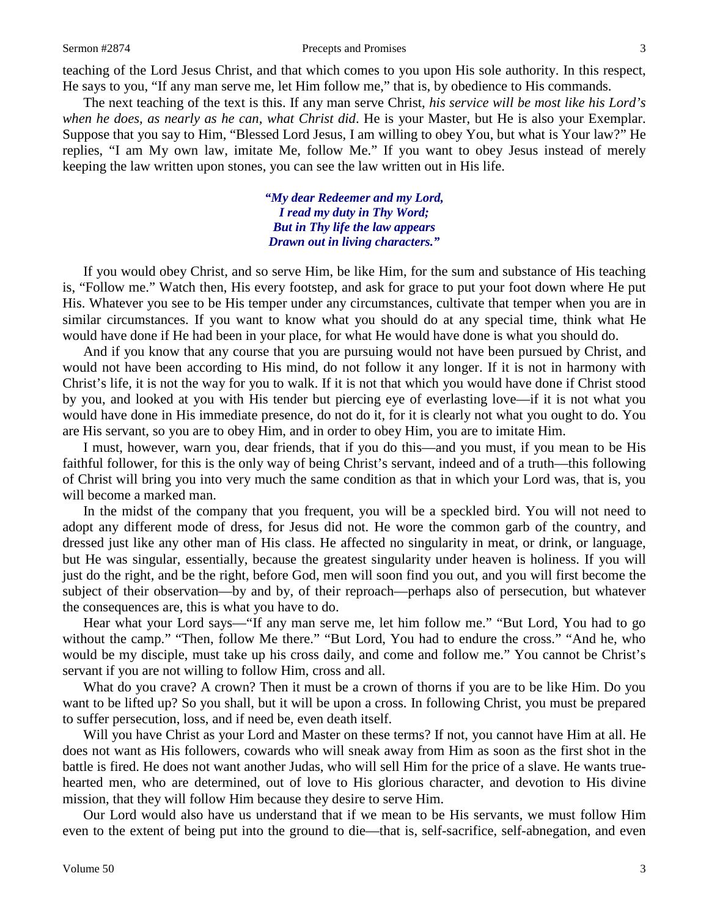teaching of the Lord Jesus Christ, and that which comes to you upon His sole authority. In this respect, He says to you, "If any man serve me, let Him follow me," that is, by obedience to His commands.

The next teaching of the text is this. If any man serve Christ, *his service will be most like his Lord's when he does, as nearly as he can, what Christ did*. He is your Master, but He is also your Exemplar. Suppose that you say to Him, "Blessed Lord Jesus, I am willing to obey You, but what is Your law?" He replies, "I am My own law, imitate Me, follow Me." If you want to obey Jesus instead of merely keeping the law written upon stones, you can see the law written out in His life.

> ***"My dear Redeemer and my Lord,***
> ***I read my duty in Thy Word;***
> ***But in Thy life the law appears***
> ***Drawn out in living characters."***

If you would obey Christ, and so serve Him, be like Him, for the sum and substance of His teaching is, "Follow me." Watch then, His every footstep, and ask for grace to put your foot down where He put His. Whatever you see to be His temper under any circumstances, cultivate that temper when you are in similar circumstances. If you want to know what you should do at any special time, think what He would have done if He had been in your place, for what He would have done is what you should do.

And if you know that any course that you are pursuing would not have been pursued by Christ, and would not have been according to His mind, do not follow it any longer. If it is not in harmony with Christ's life, it is not the way for you to walk. If it is not that which you would have done if Christ stood by you, and looked at you with His tender but piercing eye of everlasting love—if it is not what you would have done in His immediate presence, do not do it, for it is clearly not what you ought to do. You are His servant, so you are to obey Him, and in order to obey Him, you are to imitate Him.

I must, however, warn you, dear friends, that if you do this—and you must, if you mean to be His faithful follower, for this is the only way of being Christ's servant, indeed and of a truth—this following of Christ will bring you into very much the same condition as that in which your Lord was, that is, you will become a marked man.

In the midst of the company that you frequent, you will be a speckled bird. You will not need to adopt any different mode of dress, for Jesus did not. He wore the common garb of the country, and dressed just like any other man of His class. He affected no singularity in meat, or drink, or language, but He was singular, essentially, because the greatest singularity under heaven is holiness. If you will just do the right, and be the right, before God, men will soon find you out, and you will first become the subject of their observation—by and by, of their reproach—perhaps also of persecution, but whatever the consequences are, this is what you have to do.

Hear what your Lord says—"If any man serve me, let him follow me." "But Lord, You had to go without the camp." "Then, follow Me there." "But Lord, You had to endure the cross." "And he, who would be my disciple, must take up his cross daily, and come and follow me." You cannot be Christ's servant if you are not willing to follow Him, cross and all.

What do you crave? A crown? Then it must be a crown of thorns if you are to be like Him. Do you want to be lifted up? So you shall, but it will be upon a cross. In following Christ, you must be prepared to suffer persecution, loss, and if need be, even death itself.

Will you have Christ as your Lord and Master on these terms? If not, you cannot have Him at all. He does not want as His followers, cowards who will sneak away from Him as soon as the first shot in the battle is fired. He does not want another Judas, who will sell Him for the price of a slave. He wants true-hearted men, who are determined, out of love to His glorious character, and devotion to His divine mission, that they will follow Him because they desire to serve Him.

Our Lord would also have us understand that if we mean to be His servants, we must follow Him even to the extent of being put into the ground to die—that is, self-sacrifice, self-abnegation, and even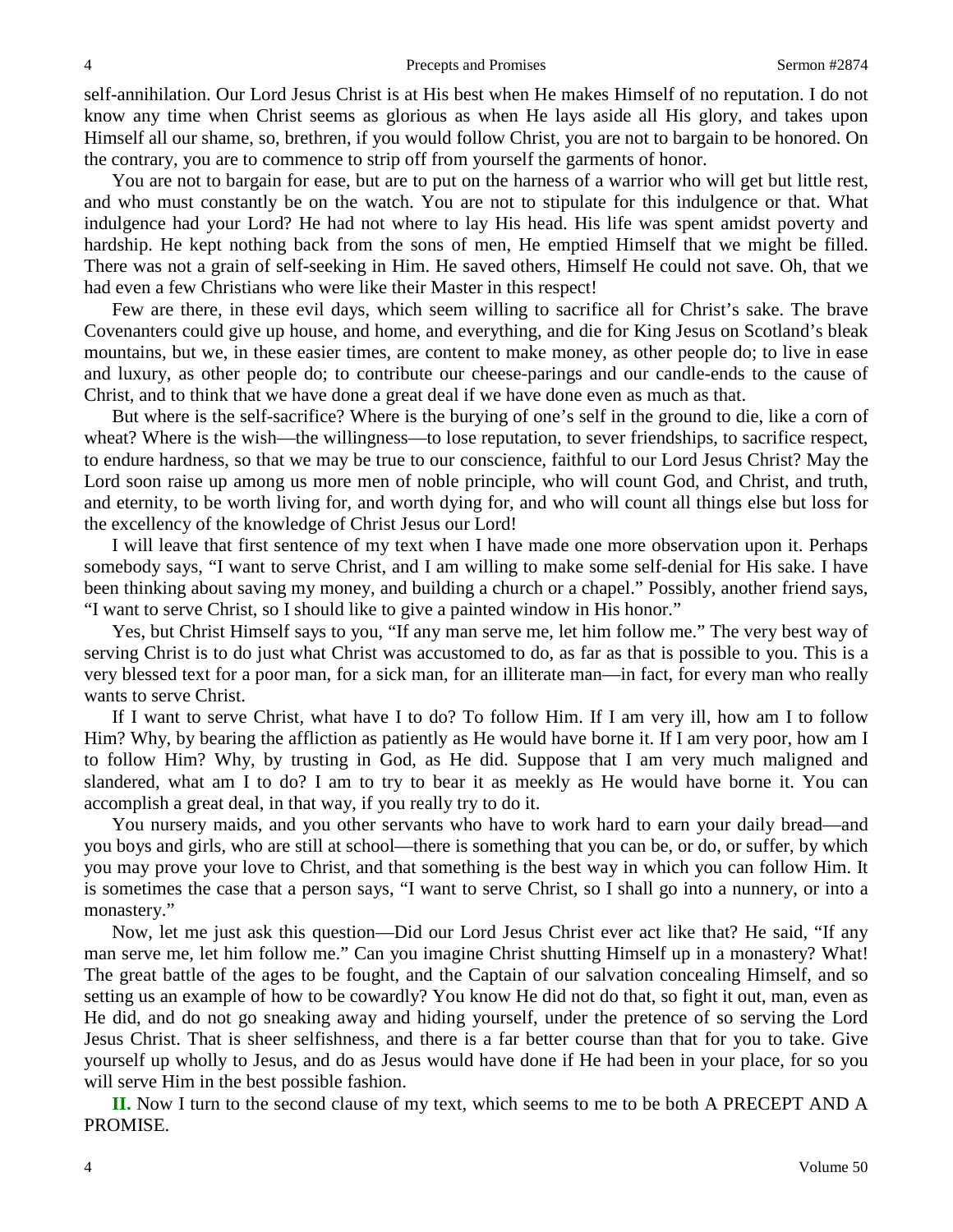self-annihilation. Our Lord Jesus Christ is at His best when He makes Himself of no reputation. I do not know any time when Christ seems as glorious as when He lays aside all His glory, and takes upon Himself all our shame, so, brethren, if you would follow Christ, you are not to bargain to be honored. On the contrary, you are to commence to strip off from yourself the garments of honor.

You are not to bargain for ease, but are to put on the harness of a warrior who will get but little rest, and who must constantly be on the watch. You are not to stipulate for this indulgence or that. What indulgence had your Lord? He had not where to lay His head. His life was spent amidst poverty and hardship. He kept nothing back from the sons of men, He emptied Himself that we might be filled. There was not a grain of self-seeking in Him. He saved others, Himself He could not save. Oh, that we had even a few Christians who were like their Master in this respect!

Few are there, in these evil days, which seem willing to sacrifice all for Christ's sake. The brave Covenanters could give up house, and home, and everything, and die for King Jesus on Scotland's bleak mountains, but we, in these easier times, are content to make money, as other people do; to live in ease and luxury, as other people do; to contribute our cheese-parings and our candle-ends to the cause of Christ, and to think that we have done a great deal if we have done even as much as that.

But where is the self-sacrifice? Where is the burying of one's self in the ground to die, like a corn of wheat? Where is the wish—the willingness—to lose reputation, to sever friendships, to sacrifice respect, to endure hardness, so that we may be true to our conscience, faithful to our Lord Jesus Christ? May the Lord soon raise up among us more men of noble principle, who will count God, and Christ, and truth, and eternity, to be worth living for, and worth dying for, and who will count all things else but loss for the excellency of the knowledge of Christ Jesus our Lord!

I will leave that first sentence of my text when I have made one more observation upon it. Perhaps somebody says, "I want to serve Christ, and I am willing to make some self-denial for His sake. I have been thinking about saving my money, and building a church or a chapel." Possibly, another friend says, "I want to serve Christ, so I should like to give a painted window in His honor."

Yes, but Christ Himself says to you, "If any man serve me, let him follow me." The very best way of serving Christ is to do just what Christ was accustomed to do, as far as that is possible to you. This is a very blessed text for a poor man, for a sick man, for an illiterate man—in fact, for every man who really wants to serve Christ.

If I want to serve Christ, what have I to do? To follow Him. If I am very ill, how am I to follow Him? Why, by bearing the affliction as patiently as He would have borne it. If I am very poor, how am I to follow Him? Why, by trusting in God, as He did. Suppose that I am very much maligned and slandered, what am I to do? I am to try to bear it as meekly as He would have borne it. You can accomplish a great deal, in that way, if you really try to do it.

You nursery maids, and you other servants who have to work hard to earn your daily bread—and you boys and girls, who are still at school—there is something that you can be, or do, or suffer, by which you may prove your love to Christ, and that something is the best way in which you can follow Him. It is sometimes the case that a person says, "I want to serve Christ, so I shall go into a nunnery, or into a monastery."

Now, let me just ask this question—Did our Lord Jesus Christ ever act like that? He said, "If any man serve me, let him follow me." Can you imagine Christ shutting Himself up in a monastery? What! The great battle of the ages to be fought, and the Captain of our salvation concealing Himself, and so setting us an example of how to be cowardly? You know He did not do that, so fight it out, man, even as He did, and do not go sneaking away and hiding yourself, under the pretence of so serving the Lord Jesus Christ. That is sheer selfishness, and there is a far better course than that for you to take. Give yourself up wholly to Jesus, and do as Jesus would have done if He had been in your place, for so you will serve Him in the best possible fashion.

**II.** Now I turn to the second clause of my text, which seems to me to be both A PRECEPT AND A PROMISE.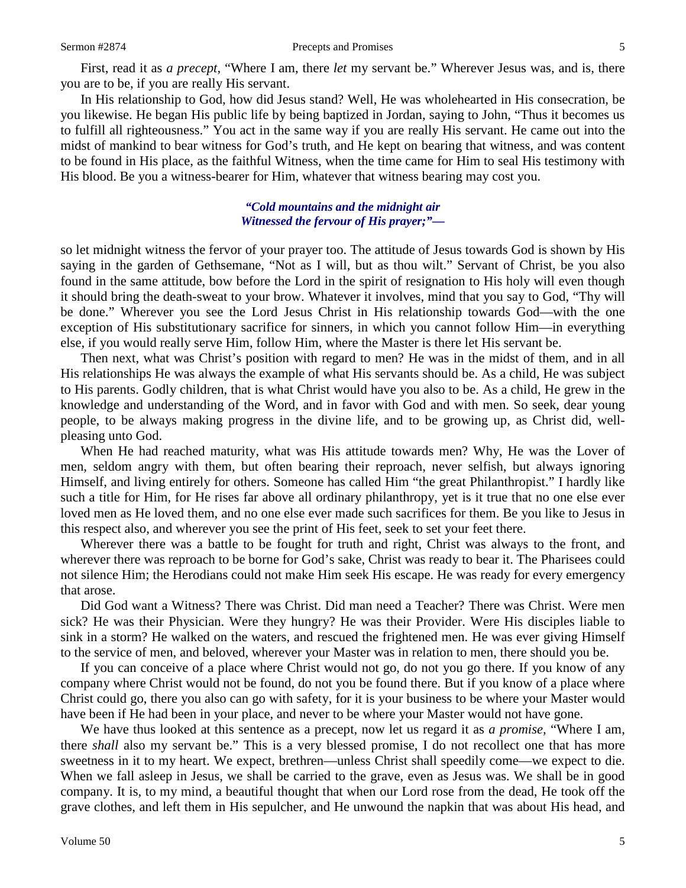First, read it as *a precept,* "Where I am, there *let* my servant be." Wherever Jesus was, and is, there you are to be, if you are really His servant.

In His relationship to God, how did Jesus stand? Well, He was wholehearted in His consecration, be you likewise. He began His public life by being baptized in Jordan, saying to John, "Thus it becomes us to fulfill all righteousness." You act in the same way if you are really His servant. He came out into the midst of mankind to bear witness for God's truth, and He kept on bearing that witness, and was content to be found in His place, as the faithful Witness, when the time came for Him to seal His testimony with His blood. Be you a witness-bearer for Him, whatever that witness bearing may cost you.

> ***"Cold mountains and the midnight air***
> ***Witnessed the fervour of His prayer;"—***

so let midnight witness the fervor of your prayer too. The attitude of Jesus towards God is shown by His saying in the garden of Gethsemane, "Not as I will, but as thou wilt." Servant of Christ, be you also found in the same attitude, bow before the Lord in the spirit of resignation to His holy will even though it should bring the death-sweat to your brow. Whatever it involves, mind that you say to God, "Thy will be done." Wherever you see the Lord Jesus Christ in His relationship towards God—with the one exception of His substitutionary sacrifice for sinners, in which you cannot follow Him—in everything else, if you would really serve Him, follow Him, where the Master is there let His servant be.

Then next, what was Christ's position with regard to men? He was in the midst of them, and in all His relationships He was always the example of what His servants should be. As a child, He was subject to His parents. Godly children, that is what Christ would have you also to be. As a child, He grew in the knowledge and understanding of the Word, and in favor with God and with men. So seek, dear young people, to be always making progress in the divine life, and to be growing up, as Christ did, well-pleasing unto God.

When He had reached maturity, what was His attitude towards men? Why, He was the Lover of men, seldom angry with them, but often bearing their reproach, never selfish, but always ignoring Himself, and living entirely for others. Someone has called Him "the great Philanthropist." I hardly like such a title for Him, for He rises far above all ordinary philanthropy, yet is it true that no one else ever loved men as He loved them, and no one else ever made such sacrifices for them. Be you like to Jesus in this respect also, and wherever you see the print of His feet, seek to set your feet there.

Wherever there was a battle to be fought for truth and right, Christ was always to the front, and wherever there was reproach to be borne for God's sake, Christ was ready to bear it. The Pharisees could not silence Him; the Herodians could not make Him seek His escape. He was ready for every emergency that arose.

Did God want a Witness? There was Christ. Did man need a Teacher? There was Christ. Were men sick? He was their Physician. Were they hungry? He was their Provider. Were His disciples liable to sink in a storm? He walked on the waters, and rescued the frightened men. He was ever giving Himself to the service of men, and beloved, wherever your Master was in relation to men, there should you be.

If you can conceive of a place where Christ would not go, do not you go there. If you know of any company where Christ would not be found, do not you be found there. But if you know of a place where Christ could go, there you also can go with safety, for it is your business to be where your Master would have been if He had been in your place, and never to be where your Master would not have gone.

We have thus looked at this sentence as a precept, now let us regard it as *a promise*, "Where I am, there *shall* also my servant be." This is a very blessed promise, I do not recollect one that has more sweetness in it to my heart. We expect, brethren—unless Christ shall speedily come—we expect to die. When we fall asleep in Jesus, we shall be carried to the grave, even as Jesus was. We shall be in good company. It is, to my mind, a beautiful thought that when our Lord rose from the dead, He took off the grave clothes, and left them in His sepulcher, and He unwound the napkin that was about His head, and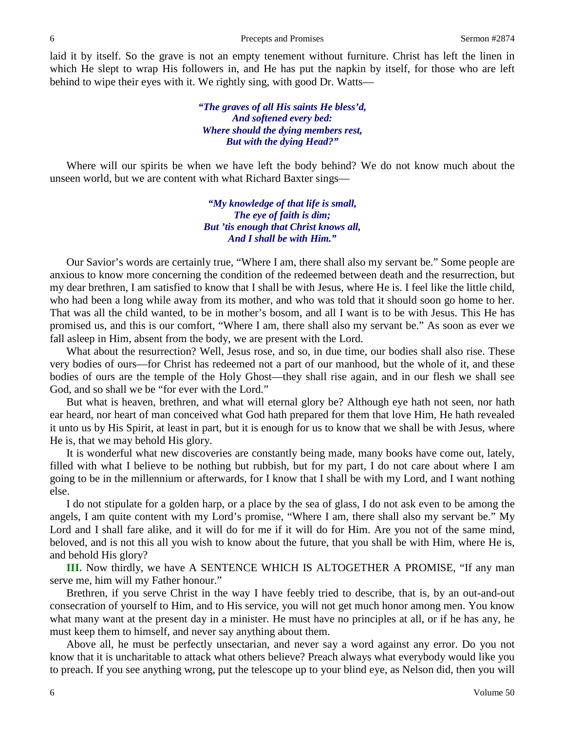laid it by itself. So the grave is not an empty tenement without furniture. Christ has left the linen in which He slept to wrap His followers in, and He has put the napkin by itself, for those who are left behind to wipe their eyes with it. We rightly sing, with good Dr. Watts—

> ***"The graves of all His saints He bless'd,***
> ***And softened every bed:***
> ***Where should the dying members rest,***
> ***But with the dying Head?"***

Where will our spirits be when we have left the body behind? We do not know much about the unseen world, but we are content with what Richard Baxter sings—

> ***"My knowledge of that life is small,***
> ***The eye of faith is dim;***
> ***But 'tis enough that Christ knows all,***
> ***And I shall be with Him."***

Our Savior's words are certainly true, "Where I am, there shall also my servant be." Some people are anxious to know more concerning the condition of the redeemed between death and the resurrection, but my dear brethren, I am satisfied to know that I shall be with Jesus, where He is. I feel like the little child, who had been a long while away from its mother, and who was told that it should soon go home to her. That was all the child wanted, to be in mother's bosom, and all I want is to be with Jesus. This He has promised us, and this is our comfort, "Where I am, there shall also my servant be." As soon as ever we fall asleep in Him, absent from the body, we are present with the Lord.

What about the resurrection? Well, Jesus rose, and so, in due time, our bodies shall also rise. These very bodies of ours—for Christ has redeemed not a part of our manhood, but the whole of it, and these bodies of ours are the temple of the Holy Ghost—they shall rise again, and in our flesh we shall see God, and so shall we be "for ever with the Lord."

But what is heaven, brethren, and what will eternal glory be? Although eye hath not seen, nor hath ear heard, nor heart of man conceived what God hath prepared for them that love Him, He hath revealed it unto us by His Spirit, at least in part, but it is enough for us to know that we shall be with Jesus, where He is, that we may behold His glory.

It is wonderful what new discoveries are constantly being made, many books have come out, lately, filled with what I believe to be nothing but rubbish, but for my part, I do not care about where I am going to be in the millennium or afterwards, for I know that I shall be with my Lord, and I want nothing else.

I do not stipulate for a golden harp, or a place by the sea of glass, I do not ask even to be among the angels, I am quite content with my Lord's promise, "Where I am, there shall also my servant be." My Lord and I shall fare alike, and it will do for me if it will do for Him. Are you not of the same mind, beloved, and is not this all you wish to know about the future, that you shall be with Him, where He is, and behold His glory?

**III.** Now thirdly, we have A SENTENCE WHICH IS ALTOGETHER A PROMISE, "If any man serve me, him will my Father honour."

Brethren, if you serve Christ in the way I have feebly tried to describe, that is, by an out-and-out consecration of yourself to Him, and to His service, you will not get much honor among men. You know what many want at the present day in a minister. He must have no principles at all, or if he has any, he must keep them to himself, and never say anything about them.

Above all, he must be perfectly unsectarian, and never say a word against any error. Do you not know that it is uncharitable to attack what others believe? Preach always what everybody would like you to preach. If you see anything wrong, put the telescope up to your blind eye, as Nelson did, then you will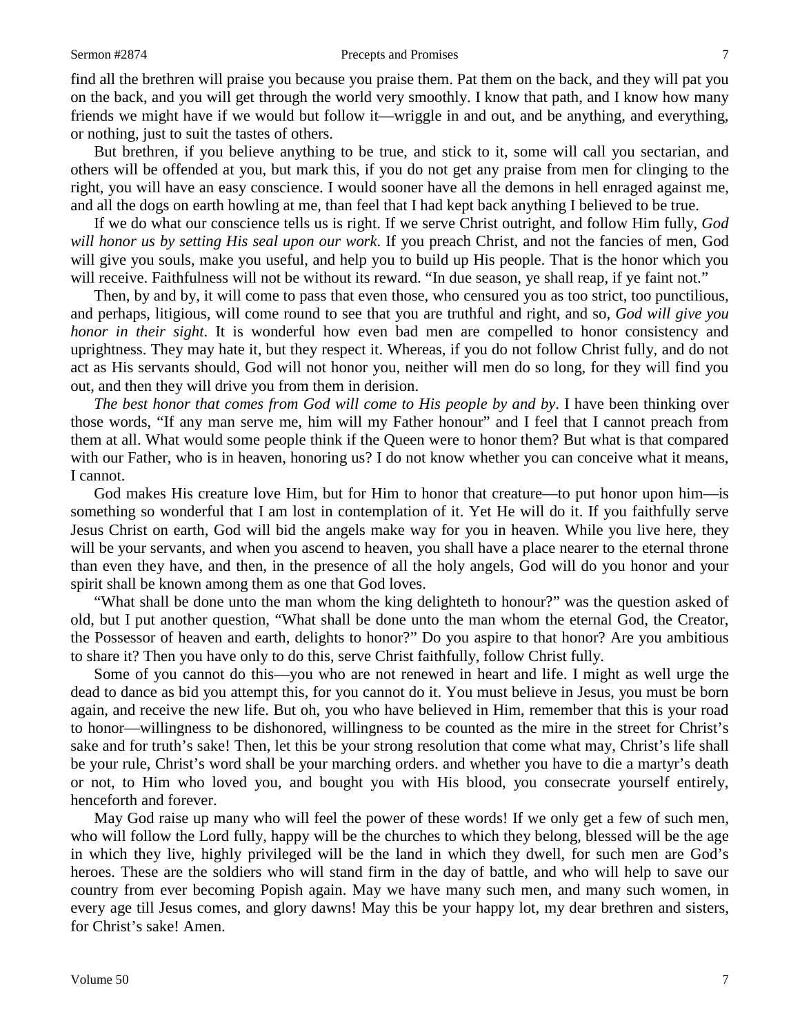find all the brethren will praise you because you praise them. Pat them on the back, and they will pat you on the back, and you will get through the world very smoothly. I know that path, and I know how many friends we might have if we would but follow it—wriggle in and out, and be anything, and everything, or nothing, just to suit the tastes of others.

But brethren, if you believe anything to be true, and stick to it, some will call you sectarian, and others will be offended at you, but mark this, if you do not get any praise from men for clinging to the right, you will have an easy conscience. I would sooner have all the demons in hell enraged against me, and all the dogs on earth howling at me, than feel that I had kept back anything I believed to be true.

If we do what our conscience tells us is right. If we serve Christ outright, and follow Him fully, *God will honor us by setting His seal upon our work*. If you preach Christ, and not the fancies of men, God will give you souls, make you useful, and help you to build up His people. That is the honor which you will receive. Faithfulness will not be without its reward. "In due season, ye shall reap, if ye faint not."

Then, by and by, it will come to pass that even those, who censured you as too strict, too punctilious, and perhaps, litigious, will come round to see that you are truthful and right, and so, *God will give you honor in their sight*. It is wonderful how even bad men are compelled to honor consistency and uprightness. They may hate it, but they respect it. Whereas, if you do not follow Christ fully, and do not act as His servants should, God will not honor you, neither will men do so long, for they will find you out, and then they will drive you from them in derision.

*The best honor that comes from God will come to His people by and by*. I have been thinking over those words, "If any man serve me, him will my Father honour" and I feel that I cannot preach from them at all. What would some people think if the Queen were to honor them? But what is that compared with our Father, who is in heaven, honoring us? I do not know whether you can conceive what it means, I cannot.

God makes His creature love Him, but for Him to honor that creature—to put honor upon him—is something so wonderful that I am lost in contemplation of it. Yet He will do it. If you faithfully serve Jesus Christ on earth, God will bid the angels make way for you in heaven. While you live here, they will be your servants, and when you ascend to heaven, you shall have a place nearer to the eternal throne than even they have, and then, in the presence of all the holy angels, God will do you honor and your spirit shall be known among them as one that God loves.

"What shall be done unto the man whom the king delighteth to honour?" was the question asked of old, but I put another question, "What shall be done unto the man whom the eternal God, the Creator, the Possessor of heaven and earth, delights to honor?" Do you aspire to that honor? Are you ambitious to share it? Then you have only to do this, serve Christ faithfully, follow Christ fully.

Some of you cannot do this—you who are not renewed in heart and life. I might as well urge the dead to dance as bid you attempt this, for you cannot do it. You must believe in Jesus, you must be born again, and receive the new life. But oh, you who have believed in Him, remember that this is your road to honor—willingness to be dishonored, willingness to be counted as the mire in the street for Christ's sake and for truth's sake! Then, let this be your strong resolution that come what may, Christ's life shall be your rule, Christ's word shall be your marching orders. and whether you have to die a martyr's death or not, to Him who loved you, and bought you with His blood, you consecrate yourself entirely, henceforth and forever.

May God raise up many who will feel the power of these words! If we only get a few of such men, who will follow the Lord fully, happy will be the churches to which they belong, blessed will be the age in which they live, highly privileged will be the land in which they dwell, for such men are God's heroes. These are the soldiers who will stand firm in the day of battle, and who will help to save our country from ever becoming Popish again. May we have many such men, and many such women, in every age till Jesus comes, and glory dawns! May this be your happy lot, my dear brethren and sisters, for Christ's sake! Amen.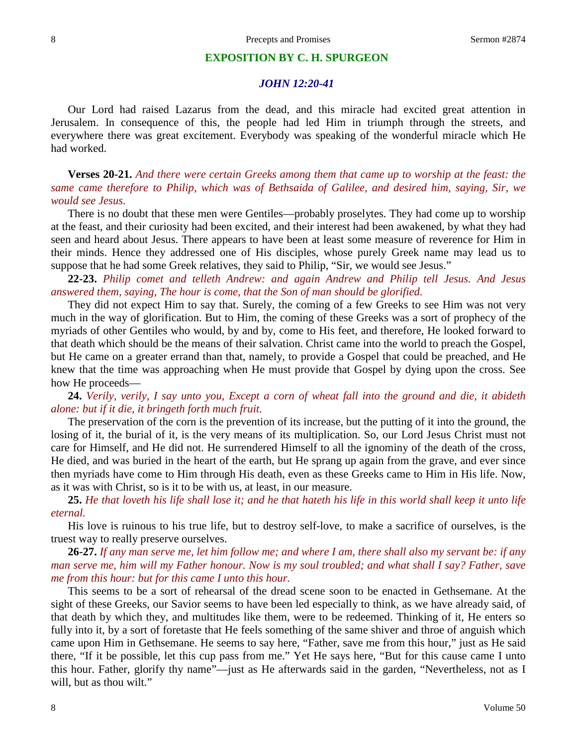## EXPOSITION BY C. H. SPURGEON

### *JOHN 12:20-41*

Our Lord had raised Lazarus from the dead, and this miracle had excited great attention in Jerusalem. In consequence of this, the people had led Him in triumph through the streets, and everywhere there was great excitement. Everybody was speaking of the wonderful miracle which He had worked.

**Verses 20-21.** *And there were certain Greeks among them that came up to worship at the feast: the same came therefore to Philip, which was of Bethsaida of Galilee, and desired him, saying, Sir, we would see Jesus.*

There is no doubt that these men were Gentiles—probably proselytes. They had come up to worship at the feast, and their curiosity had been excited, and their interest had been awakened, by what they had seen and heard about Jesus. There appears to have been at least some measure of reverence for Him in their minds. Hence they addressed one of His disciples, whose purely Greek name may lead us to suppose that he had some Greek relatives, they said to Philip, "Sir, we would see Jesus."

**22-23.** *Philip comet and telleth Andrew: and again Andrew and Philip tell Jesus. And Jesus answered them, saying, The hour is come, that the Son of man should be glorified.*

They did not expect Him to say that. Surely, the coming of a few Greeks to see Him was not very much in the way of glorification. But to Him, the coming of these Greeks was a sort of prophecy of the myriads of other Gentiles who would, by and by, come to His feet, and therefore, He looked forward to that death which should be the means of their salvation. Christ came into the world to preach the Gospel, but He came on a greater errand than that, namely, to provide a Gospel that could be preached, and He knew that the time was approaching when He must provide that Gospel by dying upon the cross. See how He proceeds—

**24.** *Verily, verily, I say unto you, Except a corn of wheat fall into the ground and die, it abideth alone: but if it die, it bringeth forth much fruit.*

The preservation of the corn is the prevention of its increase, but the putting of it into the ground, the losing of it, the burial of it, is the very means of its multiplication. So, our Lord Jesus Christ must not care for Himself, and He did not. He surrendered Himself to all the ignominy of the death of the cross, He died, and was buried in the heart of the earth, but He sprang up again from the grave, and ever since then myriads have come to Him through His death, even as these Greeks came to Him in His life. Now, as it was with Christ, so is it to be with us, at least, in our measure.

**25.** *He that loveth his life shall lose it; and he that hateth his life in this world shall keep it unto life eternal.*

His love is ruinous to his true life, but to destroy self-love, to make a sacrifice of ourselves, is the truest way to really preserve ourselves.

**26-27.** *If any man serve me, let him follow me; and where I am, there shall also my servant be: if any man serve me, him will my Father honour. Now is my soul troubled; and what shall I say? Father, save me from this hour: but for this came I unto this hour.*

This seems to be a sort of rehearsal of the dread scene soon to be enacted in Gethsemane. At the sight of these Greeks, our Savior seems to have been led especially to think, as we have already said, of that death by which they, and multitudes like them, were to be redeemed. Thinking of it, He enters so fully into it, by a sort of foretaste that He feels something of the same shiver and throe of anguish which came upon Him in Gethsemane. He seems to say here, "Father, save me from this hour," just as He said there, "If it be possible, let this cup pass from me." Yet He says here, "But for this cause came I unto this hour. Father, glorify thy name"—just as He afterwards said in the garden, "Nevertheless, not as I will, but as thou wilt."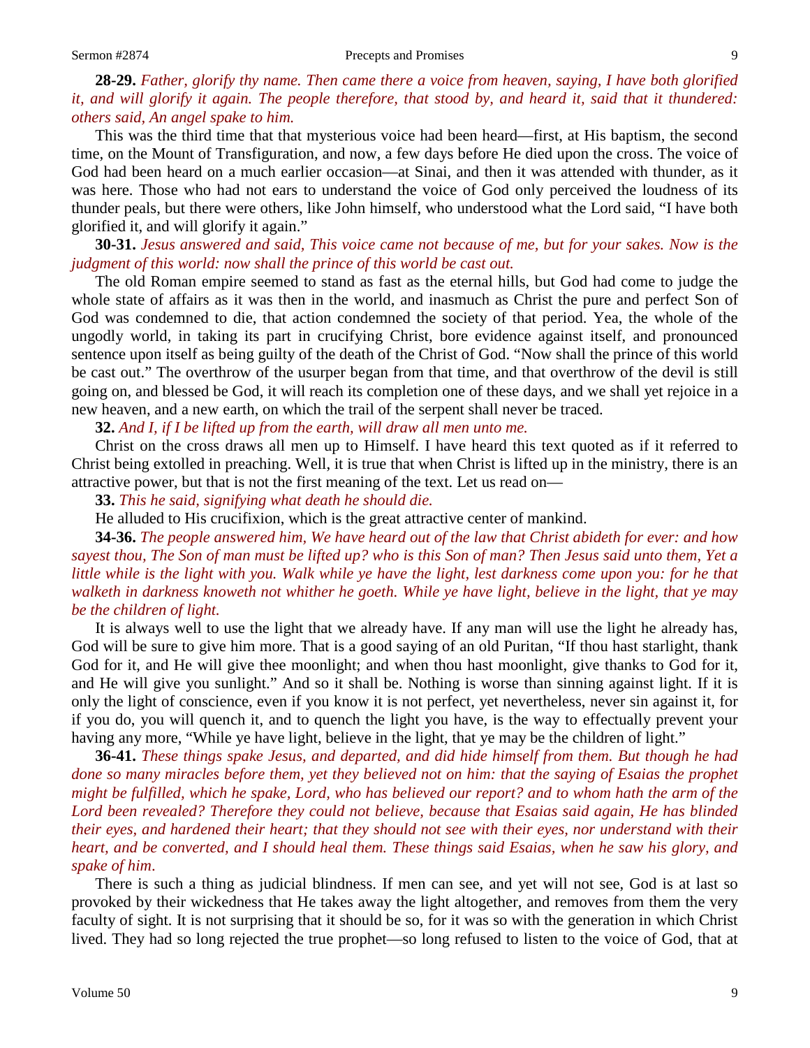**28-29.** *Father, glorify thy name. Then came there a voice from heaven, saying, I have both glorified it, and will glorify it again. The people therefore, that stood by, and heard it, said that it thundered: others said, An angel spake to him.*

This was the third time that that mysterious voice had been heard—first, at His baptism, the second time, on the Mount of Transfiguration, and now, a few days before He died upon the cross. The voice of God had been heard on a much earlier occasion—at Sinai, and then it was attended with thunder, as it was here. Those who had not ears to understand the voice of God only perceived the loudness of its thunder peals, but there were others, like John himself, who understood what the Lord said, "I have both glorified it, and will glorify it again."

**30-31.** *Jesus answered and said, This voice came not because of me, but for your sakes. Now is the judgment of this world: now shall the prince of this world be cast out.*

The old Roman empire seemed to stand as fast as the eternal hills, but God had come to judge the whole state of affairs as it was then in the world, and inasmuch as Christ the pure and perfect Son of God was condemned to die, that action condemned the society of that period. Yea, the whole of the ungodly world, in taking its part in crucifying Christ, bore evidence against itself, and pronounced sentence upon itself as being guilty of the death of the Christ of God. "Now shall the prince of this world be cast out." The overthrow of the usurper began from that time, and that overthrow of the devil is still going on, and blessed be God, it will reach its completion one of these days, and we shall yet rejoice in a new heaven, and a new earth, on which the trail of the serpent shall never be traced.

**32.** *And I, if I be lifted up from the earth, will draw all men unto me.*

Christ on the cross draws all men up to Himself. I have heard this text quoted as if it referred to Christ being extolled in preaching. Well, it is true that when Christ is lifted up in the ministry, there is an attractive power, but that is not the first meaning of the text. Let us read on—

**33.** *This he said, signifying what death he should die.*

He alluded to His crucifixion, which is the great attractive center of mankind.

**34-36.** *The people answered him, We have heard out of the law that Christ abideth for ever: and how sayest thou, The Son of man must be lifted up? who is this Son of man? Then Jesus said unto them, Yet a little while is the light with you. Walk while ye have the light, lest darkness come upon you: for he that walketh in darkness knoweth not whither he goeth. While ye have light, believe in the light, that ye may be the children of light.*

It is always well to use the light that we already have. If any man will use the light he already has, God will be sure to give him more. That is a good saying of an old Puritan, "If thou hast starlight, thank God for it, and He will give thee moonlight; and when thou hast moonlight, give thanks to God for it, and He will give you sunlight." And so it shall be. Nothing is worse than sinning against light. If it is only the light of conscience, even if you know it is not perfect, yet nevertheless, never sin against it, for if you do, you will quench it, and to quench the light you have, is the way to effectually prevent your having any more, "While ye have light, believe in the light, that ye may be the children of light."

**36-41.** *These things spake Jesus, and departed, and did hide himself from them. But though he had done so many miracles before them, yet they believed not on him: that the saying of Esaias the prophet might be fulfilled, which he spake, Lord, who has believed our report? and to whom hath the arm of the Lord been revealed? Therefore they could not believe, because that Esaias said again, He has blinded their eyes, and hardened their heart; that they should not see with their eyes, nor understand with their heart, and be converted, and I should heal them. These things said Esaias, when he saw his glory, and spake of him.*

There is such a thing as judicial blindness. If men can see, and yet will not see, God is at last so provoked by their wickedness that He takes away the light altogether, and removes from them the very faculty of sight. It is not surprising that it should be so, for it was so with the generation in which Christ lived. They had so long rejected the true prophet—so long refused to listen to the voice of God, that at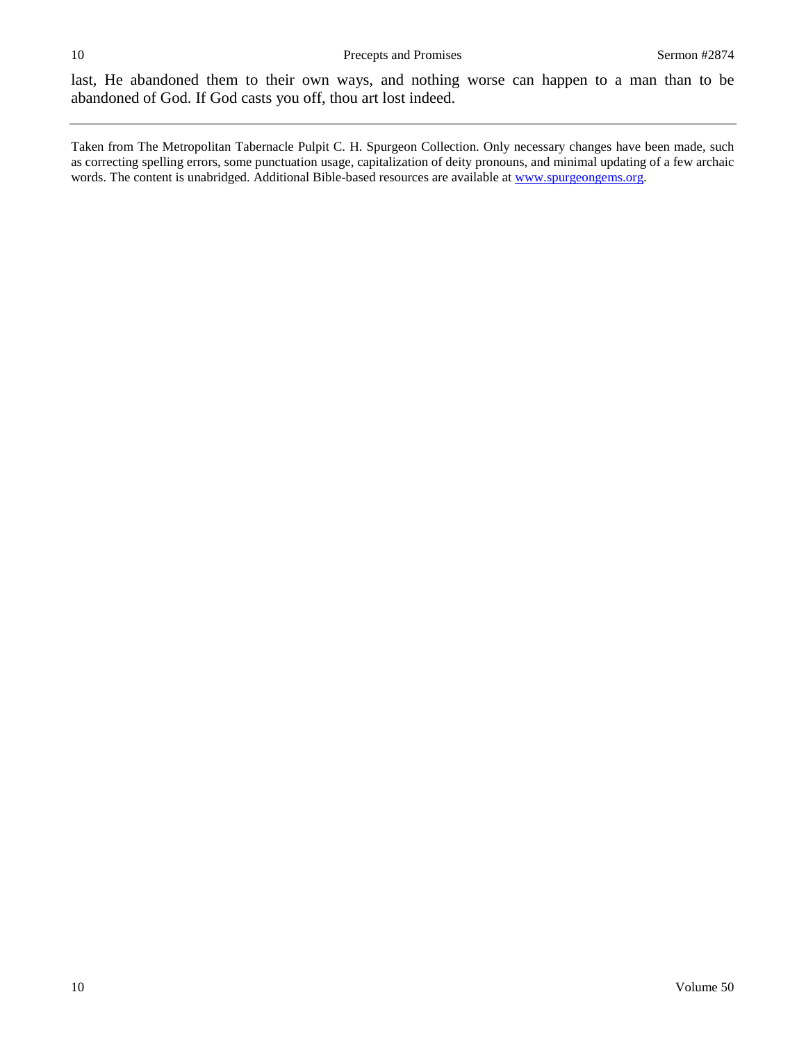last, He abandoned them to their own ways, and nothing worse can happen to a man than to be abandoned of God. If God casts you off, thou art lost indeed.

---

Taken from The Metropolitan Tabernacle Pulpit C. H. Spurgeon Collection. Only necessary changes have been made, such as correcting spelling errors, some punctuation usage, capitalization of deity pronouns, and minimal updating of a few archaic words. The content is unabridged. Additional Bible-based resources are available at [www.spurgeongems.org](http://www.spurgeongems.org).